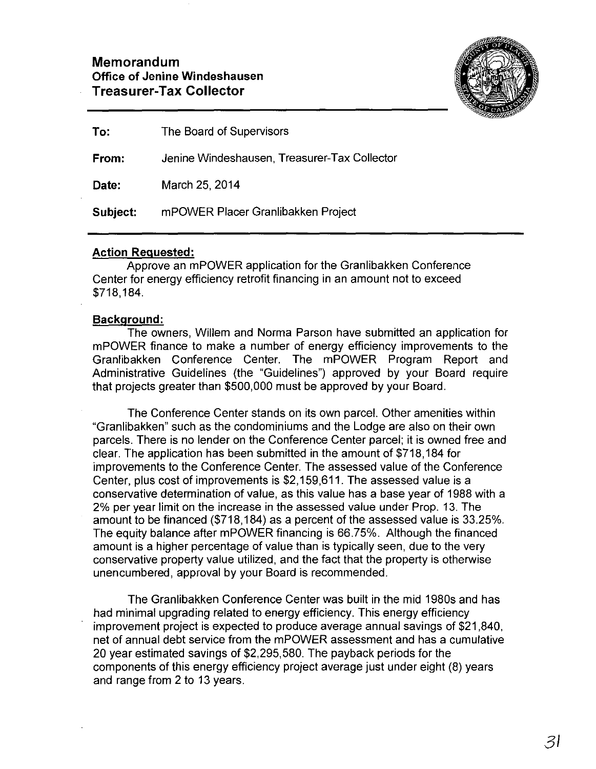# Memorandum
## Office of Jenine Windeshausen
## Treasurer-Tax Collector

**To:** The Board of Supervisors

**From:** Jenine Windeshausen, Treasurer-Tax Collector

**Date:** March 25, 2014

**Subject:** mPOWER Placer Granlibakken Project

---

**Action Requested:**

Approve an mPOWER application for the Granlibakken Conference Center for energy efficiency retrofit financing in an amount not to exceed $718,184.

**Background:**

The owners, Willem and Norma Parson have submitted an application for mPOWER finance to make a number of energy efficiency improvements to the Granlibakken Conference Center. The mPOWER Program Report and Administrative Guidelines (the "Guidelines") approved by your Board require that projects greater than $500,000 must be approved by your Board.

The Conference Center stands on its own parcel. Other amenities within "Granlibakken" such as the condominiums and the Lodge are also on their own parcels. There is no lender on the Conference Center parcel; it is owned free and clear. The application has been submitted in the amount of $718,184 for improvements to the Conference Center. The assessed value of the Conference Center, plus cost of improvements is $2,159,611. The assessed value is a conservative determination of value, as this value has a base year of 1988 with a 2% per year limit on the increase in the assessed value under Prop. 13. The amount to be financed ($718,184) as a percent of the assessed value is 33.25%. The equity balance after mPOWER financing is 66.75%. Although the financed amount is a higher percentage of value than is typically seen, due to the very conservative property value utilized, and the fact that the property is otherwise unencumbered, approval by your Board is recommended.

The Granlibakken Conference Center was built in the mid 1980s and has had minimal upgrading related to energy efficiency. This energy efficiency improvement project is expected to produce average annual savings of $21,840, net of annual debt service from the mPOWER assessment and has a cumulative 20 year estimated savings of $2,295,580. The payback periods for the components of this energy efficiency project average just under eight (8) years and range from 2 to 13 years.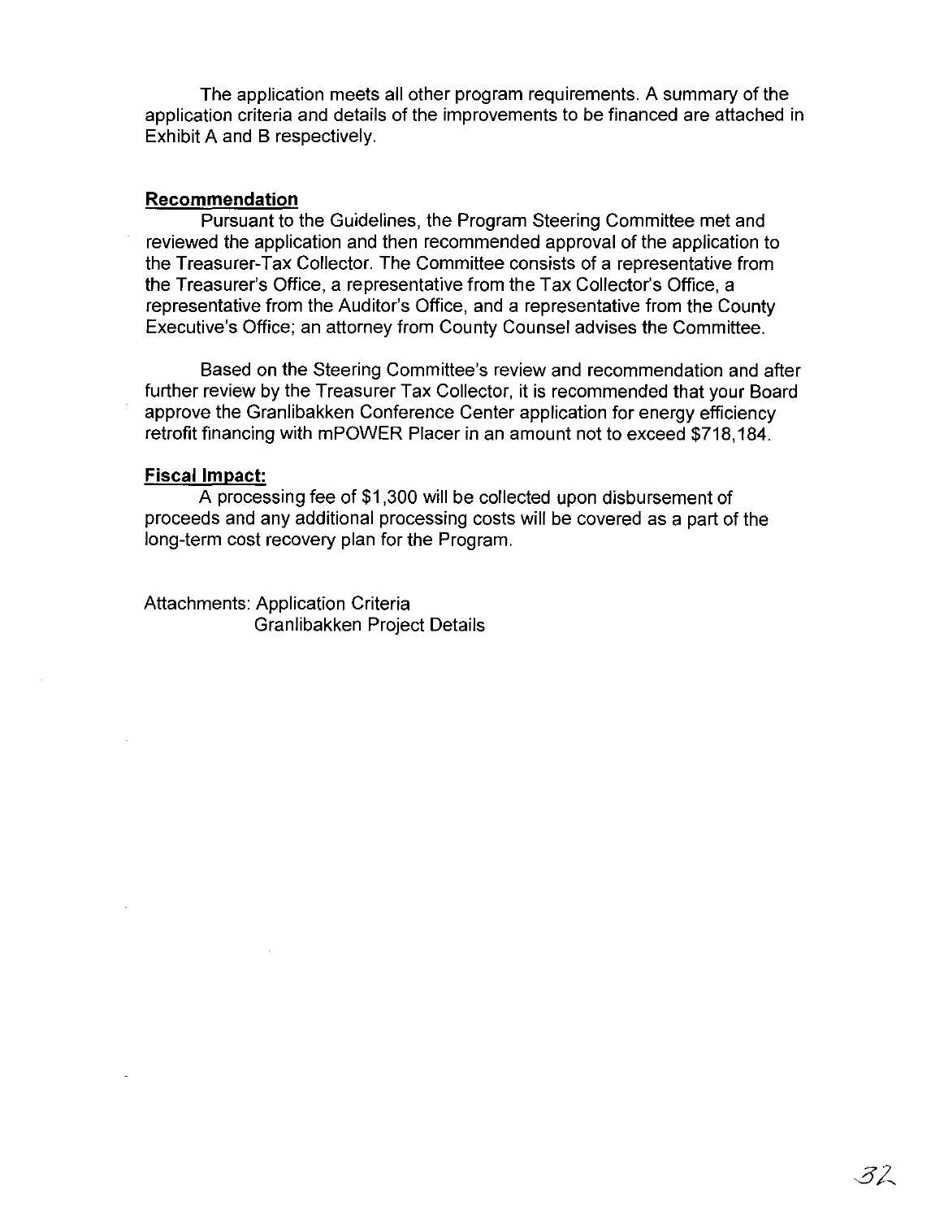The application meets all other program requirements. A summary of the application criteria and details of the improvements to be financed are attached in Exhibit A and B respectively.

## Recommendation

Pursuant to the Guidelines, the Program Steering Committee met and reviewed the application and then recommended approval of the application to the Treasurer-Tax Collector. The Committee consists of a representative from the Treasurer's Office, a representative from the Tax Collector's Office, a representative from the Auditor's Office, and a representative from the County Executive's Office; an attorney from County Counsel advises the Committee.

Based on the Steering Committee's review and recommendation and after further review by the Treasurer Tax Collector, it is recommended that your Board approve the Granlibakken Conference Center application for energy efficiency retrofit financing with mPOWER Placer in an amount not to exceed $718,184.

## Fiscal Impact:

A processing fee of $1,300 will be collected upon disbursement of proceeds and any additional processing costs will be covered as a part of the long-term cost recovery plan for the Program.

Attachments: Application Criteria
Granlibakken Project Details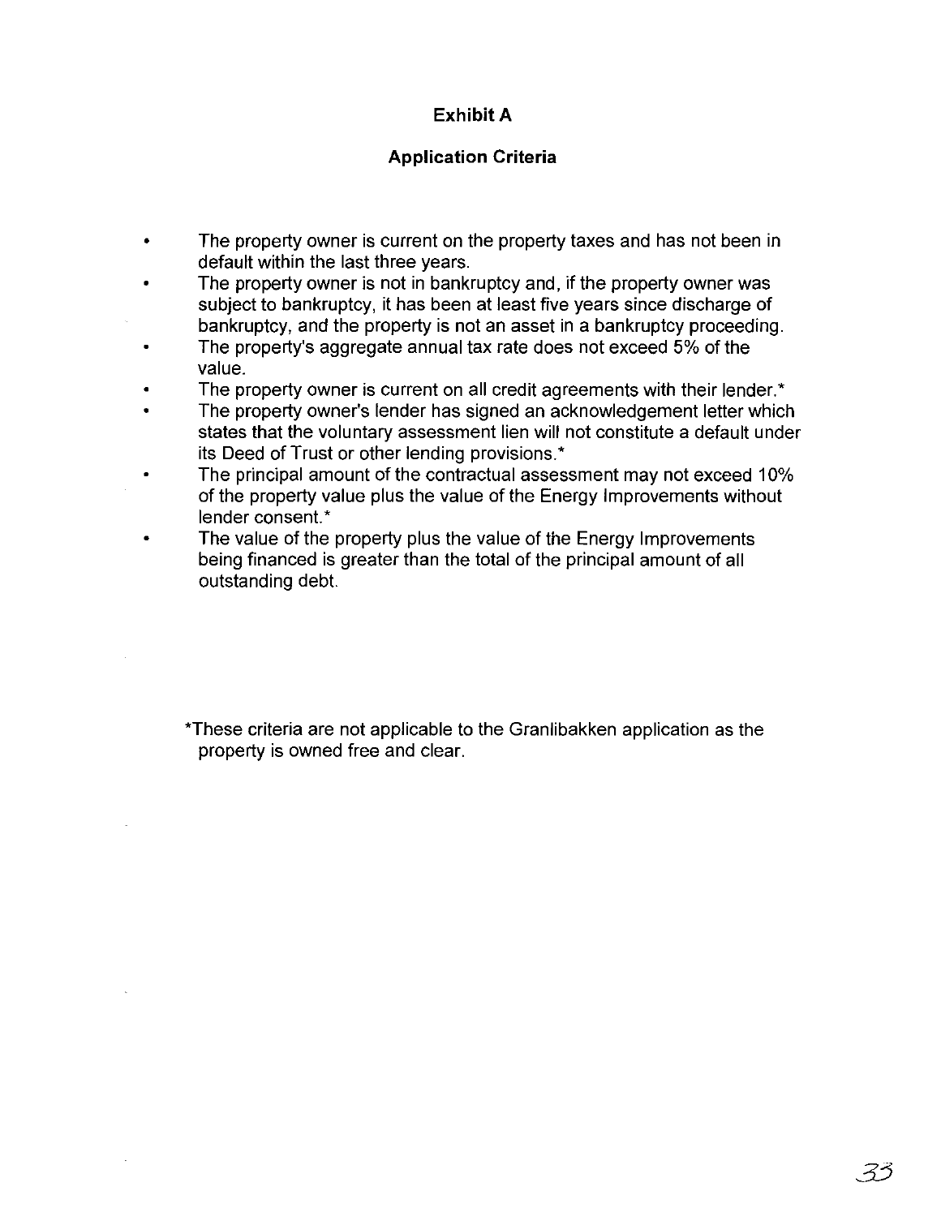# Exhibit A

## Application Criteria

- The property owner is current on the property taxes and has not been in default within the last three years.
- The property owner is not in bankruptcy and, if the property owner was subject to bankruptcy, it has been at least five years since discharge of bankruptcy, and the property is not an asset in a bankruptcy proceeding.
- The property's aggregate annual tax rate does not exceed 5% of the value.
- The property owner is current on all credit agreements with their lender.*
- The property owner's lender has signed an acknowledgement letter which states that the voluntary assessment lien will not constitute a default under its Deed of Trust or other lending provisions.*
- The principal amount of the contractual assessment may not exceed 10% of the property value plus the value of the Energy Improvements without lender consent.*
- The value of the property plus the value of the Energy Improvements being financed is greater than the total of the principal amount of all outstanding debt.

*These criteria are not applicable to the Granlibakken application as the property is owned free and clear.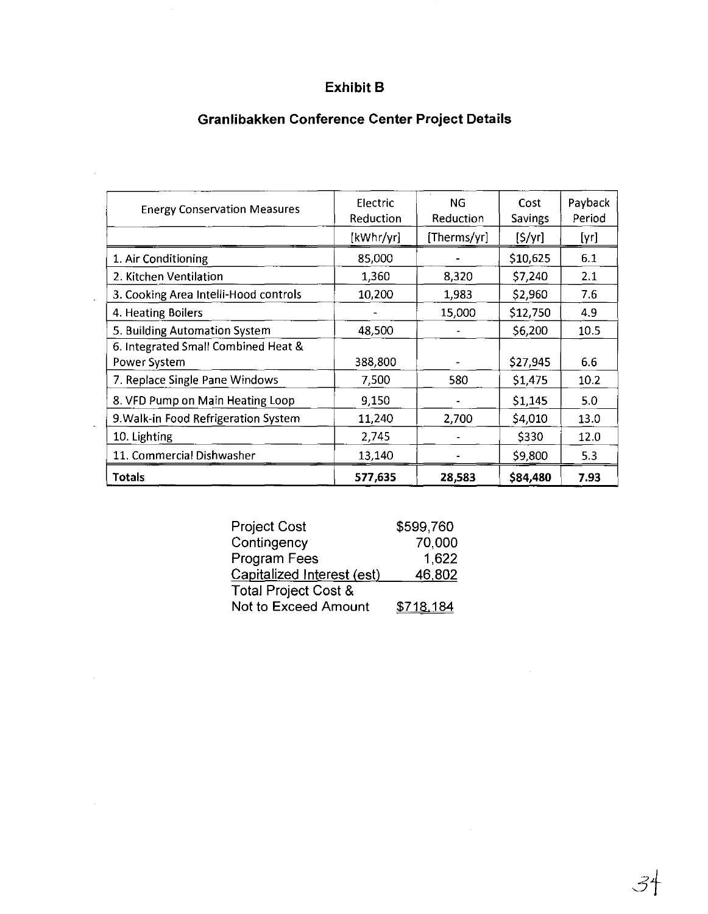# Exhibit B

## Granlibakken Conference Center Project Details

| Energy Conservation Measures | Electric Reduction | NG Reduction | Cost Savings | Payback Period |
|---|---|---|---|---|
| | [kWhr/yr] | [Therms/yr] | [$/yr] | [yr] |
| 1. Air Conditioning | 85,000 | - | $10,625 | 6.1 |
| 2. Kitchen Ventilation | 1,360 | 8,320 | $7,240 | 2.1 |
| 3. Cooking Area Intelli-Hood controls | 10,200 | 1,983 | $2,960 | 7.6 |
| 4. Heating Boilers | - | 15,000 | $12,750 | 4.9 |
| 5. Building Automation System | 48,500 | - | $6,200 | 10.5 |
| 6. Integrated Small Combined Heat & Power System | 388,800 | - | $27,945 | 6.6 |
| 7. Replace Single Pane Windows | 7,500 | 580 | $1,475 | 10.2 |
| 8. VFD Pump on Main Heating Loop | 9,150 | - | $1,145 | 5.0 |
| 9. Walk-in Food Refrigeration System | 11,240 | 2,700 | $4,010 | 13.0 |
| 10. Lighting | 2,745 | - | $330 | 12.0 |
| 11. Commercial Dishwasher | 13,140 | - | $9,800 | 5.3 |
| **Totals** | **577,635** | **28,583** | **$84,480** | **7.93** |

| | |
|---|---|
| Project Cost | $599,760 |
| Contingency | 70,000 |
| Program Fees | 1,622 |
| Capitalized Interest (est) | 46,802 |
| Total Project Cost & Not to Exceed Amount | $718,184 |